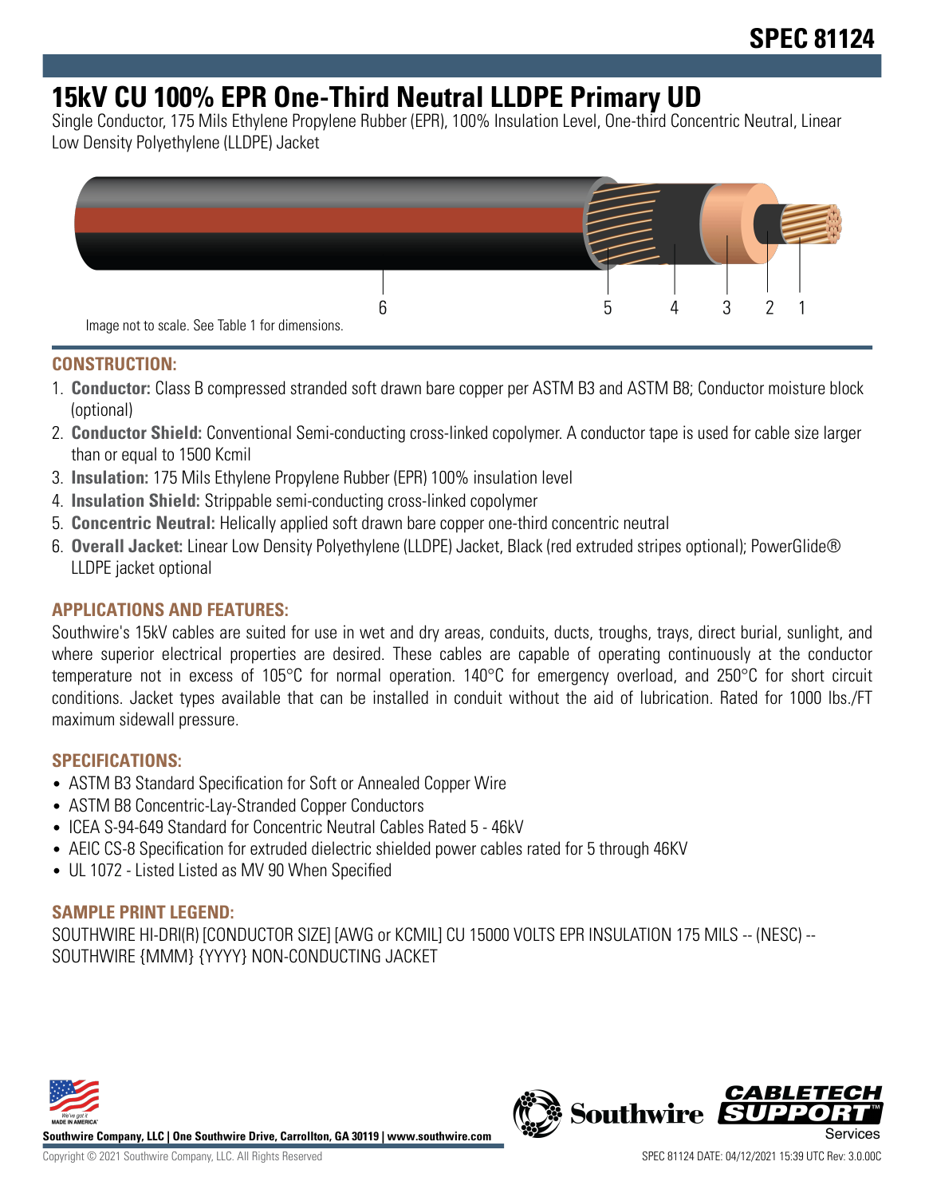# SPEC 81124

# 15kV CU 100% EPR One-Third Neutral LLDPE Primary UD

Single Conductor, 175 Mils Ethylene Propylene Rubber (EPR), 100% Insulation Level, One-third Concentric Neutral, Linear Low Density Polyethylene (LLDPE) Jacket

6 5 4 3 2 1

Image not to scale. See Table 1 for dimensions.

## CONSTRUCTION:

1. **Conductor:** Class B compressed stranded soft drawn bare copper per ASTM B3 and ASTM B8; Conductor moisture block (optional)
2. **Conductor Shield:** Conventional Semi-conducting cross-linked copolymer. A conductor tape is used for cable size larger than or equal to 1500 Kcmil
3. **Insulation:** 175 Mils Ethylene Propylene Rubber (EPR) 100% insulation level
4. **Insulation Shield:** Strippable semi-conducting cross-linked copolymer
5. **Concentric Neutral:** Helically applied soft drawn bare copper one-third concentric neutral
6. **Overall Jacket:** Linear Low Density Polyethylene (LLDPE) Jacket, Black (red extruded stripes optional); PowerGlide® LLDPE jacket optional

## APPLICATIONS AND FEATURES:

Southwire's 15kV cables are suited for use in wet and dry areas, conduits, ducts, troughs, trays, direct burial, sunlight, and where superior electrical properties are desired. These cables are capable of operating continuously at the conductor temperature not in excess of 105°C for normal operation. 140°C for emergency overload, and 250°C for short circuit conditions. Jacket types available that can be installed in conduit without the aid of lubrication. Rated for 1000 lbs./FT maximum sidewall pressure.

## SPECIFICATIONS:

- ASTM B3 Standard Specification for Soft or Annealed Copper Wire
- ASTM B8 Concentric-Lay-Stranded Copper Conductors
- ICEA S-94-649 Standard for Concentric Neutral Cables Rated 5 - 46kV
- AEIC CS-8 Specification for extruded dielectric shielded power cables rated for 5 through 46KV
- UL 1072 - Listed Listed as MV 90 When Specified

## SAMPLE PRINT LEGEND:

SOUTHWIRE HI-DRI(R) [CONDUCTOR SIZE] [AWG or KCMIL] CU 15000 VOLTS EPR INSULATION 175 MILS -- (NESC) -- SOUTHWIRE {MMM} {YYYY} NON-CONDUCTING JACKET

**Southwire Company, LLC | One Southwire Drive, Carrollton, GA 30119 | www.southwire.com**

Copyright © 2021 Southwire Company, LLC. All Rights Reserved

SPEC 81124 DATE: 04/12/2021 15:39 UTC Rev: 3.0.00C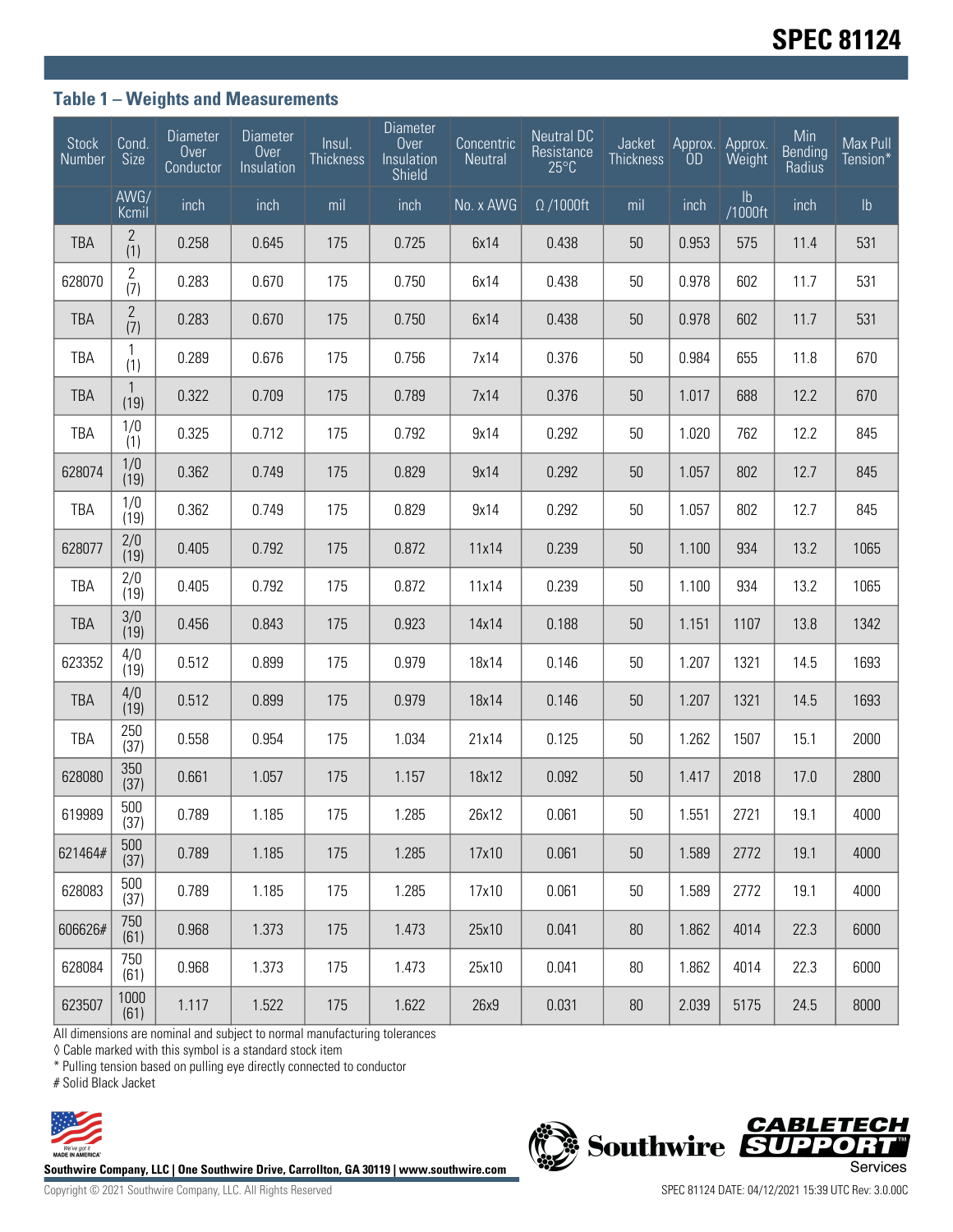# SPEC 81124

## Table 1 – Weights and Measurements

| Stock Number | Cond. Size | Diameter Over Conductor | Diameter Over Insulation | Insul. Thickness | Diameter Over Insulation Shield | Concentric Neutral | Neutral DC Resistance 25°C | Jacket Thickness | Approx. OD | Approx. Weight | Min Bending Radius | Max Pull Tension* |
|---|---|---|---|---|---|---|---|---|---|---|---|---|
| | AWG/ Kcmil | inch | inch | mil | inch | No. x AWG | Ω /1000ft | mil | inch | lb /1000ft | inch | lb |
| TBA | 2 (1) | 0.258 | 0.645 | 175 | 0.725 | 6x14 | 0.438 | 50 | 0.953 | 575 | 11.4 | 531 |
| 628070 | 2 (7) | 0.283 | 0.670 | 175 | 0.750 | 6x14 | 0.438 | 50 | 0.978 | 602 | 11.7 | 531 |
| TBA | 2 (7) | 0.283 | 0.670 | 175 | 0.750 | 6x14 | 0.438 | 50 | 0.978 | 602 | 11.7 | 531 |
| TBA | 1 (1) | 0.289 | 0.676 | 175 | 0.756 | 7x14 | 0.376 | 50 | 0.984 | 655 | 11.8 | 670 |
| TBA | 1 (19) | 0.322 | 0.709 | 175 | 0.789 | 7x14 | 0.376 | 50 | 1.017 | 688 | 12.2 | 670 |
| TBA | 1/0 (1) | 0.325 | 0.712 | 175 | 0.792 | 9x14 | 0.292 | 50 | 1.020 | 762 | 12.2 | 845 |
| 628074 | 1/0 (19) | 0.362 | 0.749 | 175 | 0.829 | 9x14 | 0.292 | 50 | 1.057 | 802 | 12.7 | 845 |
| TBA | 1/0 (19) | 0.362 | 0.749 | 175 | 0.829 | 9x14 | 0.292 | 50 | 1.057 | 802 | 12.7 | 845 |
| 628077 | 2/0 (19) | 0.405 | 0.792 | 175 | 0.872 | 11x14 | 0.239 | 50 | 1.100 | 934 | 13.2 | 1065 |
| TBA | 2/0 (19) | 0.405 | 0.792 | 175 | 0.872 | 11x14 | 0.239 | 50 | 1.100 | 934 | 13.2 | 1065 |
| TBA | 3/0 (19) | 0.456 | 0.843 | 175 | 0.923 | 14x14 | 0.188 | 50 | 1.151 | 1107 | 13.8 | 1342 |
| 623352 | 4/0 (19) | 0.512 | 0.899 | 175 | 0.979 | 18x14 | 0.146 | 50 | 1.207 | 1321 | 14.5 | 1693 |
| TBA | 4/0 (19) | 0.512 | 0.899 | 175 | 0.979 | 18x14 | 0.146 | 50 | 1.207 | 1321 | 14.5 | 1693 |
| TBA | 250 (37) | 0.558 | 0.954 | 175 | 1.034 | 21x14 | 0.125 | 50 | 1.262 | 1507 | 15.1 | 2000 |
| 628080 | 350 (37) | 0.661 | 1.057 | 175 | 1.157 | 18x12 | 0.092 | 50 | 1.417 | 2018 | 17.0 | 2800 |
| 619989 | 500 (37) | 0.789 | 1.185 | 175 | 1.285 | 26x12 | 0.061 | 50 | 1.551 | 2721 | 19.1 | 4000 |
| 621464# | 500 (37) | 0.789 | 1.185 | 175 | 1.285 | 17x10 | 0.061 | 50 | 1.589 | 2772 | 19.1 | 4000 |
| 628083 | 500 (37) | 0.789 | 1.185 | 175 | 1.285 | 17x10 | 0.061 | 50 | 1.589 | 2772 | 19.1 | 4000 |
| 606626# | 750 (61) | 0.968 | 1.373 | 175 | 1.473 | 25x10 | 0.041 | 80 | 1.862 | 4014 | 22.3 | 6000 |
| 628084 | 750 (61) | 0.968 | 1.373 | 175 | 1.473 | 25x10 | 0.041 | 80 | 1.862 | 4014 | 22.3 | 6000 |
| 623507 | 1000 (61) | 1.117 | 1.522 | 175 | 1.622 | 26x9 | 0.031 | 80 | 2.039 | 5175 | 24.5 | 8000 |

All dimensions are nominal and subject to normal manufacturing tolerances

◊ Cable marked with this symbol is a standard stock item

* Pulling tension based on pulling eye directly connected to conductor

# Solid Black Jacket

**Southwire Company, LLC | One Southwire Drive, Carrollton, GA 30119 | www.southwire.com**

Copyright © 2021 Southwire Company, LLC. All Rights Reserved

SPEC 81124 DATE: 04/12/2021 15:39 UTC Rev: 3.0.00C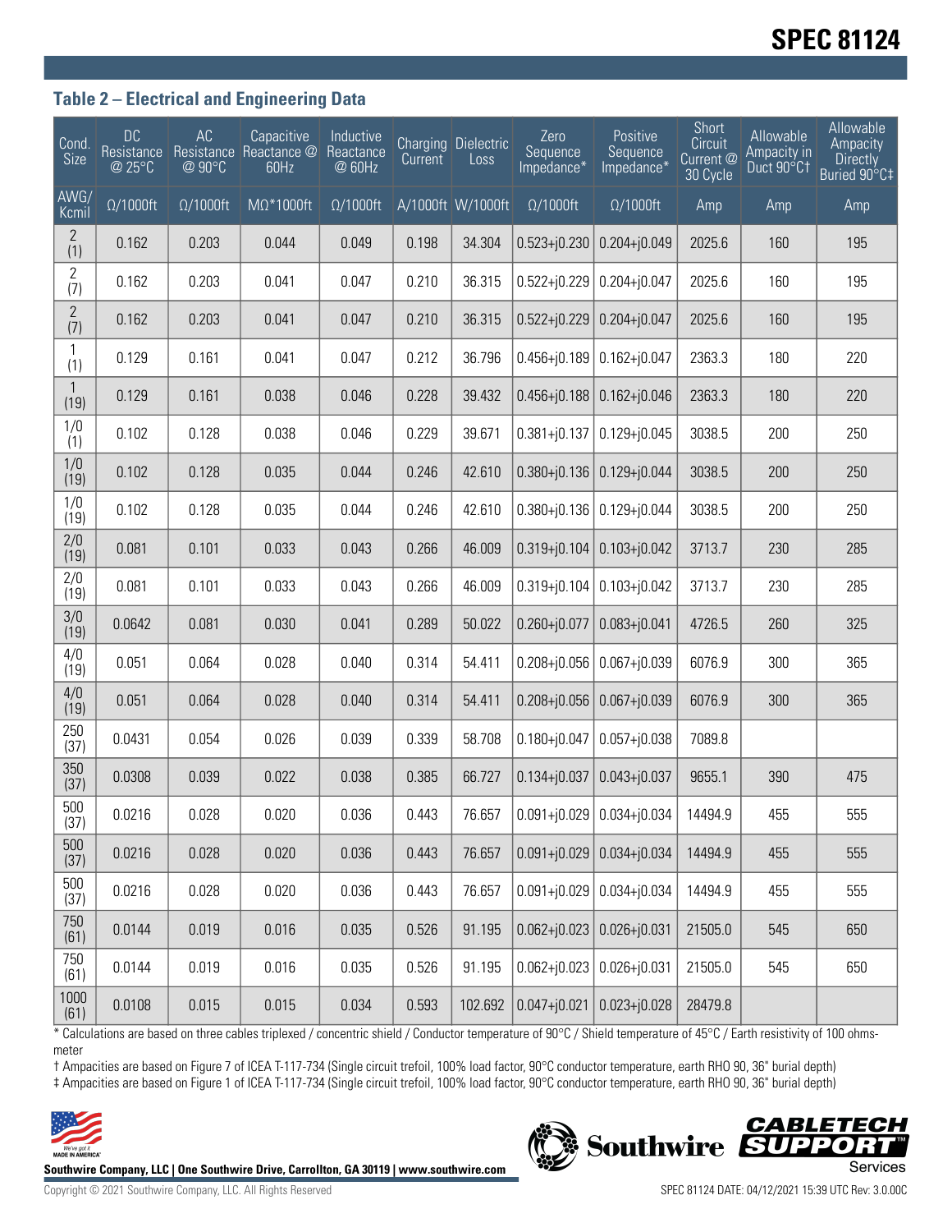# SPEC 81124

## Table 2 – Electrical and Engineering Data

| Cond. Size | DC Resistance @ 25°C | AC Resistance @ 90°C | Capacitive Reactance @ 60Hz | Inductive Reactance @ 60Hz | Charging Current | Dielectric Loss | Zero Sequence Impedance* | Positive Sequence Impedance* | Short Circuit Current @ 30 Cycle | Allowable Ampacity in Duct 90°C† | Allowable Ampacity Directly Buried 90°C‡ |
|---|---|---|---|---|---|---|---|---|---|---|---|
| AWG/ Kcmil | Ω/1000ft | Ω/1000ft | MΩ*1000ft | Ω/1000ft | A/1000ft | W/1000ft | Ω/1000ft | Ω/1000ft | Amp | Amp | Amp |
| 2 (1) | 0.162 | 0.203 | 0.044 | 0.049 | 0.198 | 34.304 | 0.523+j0.230 | 0.204+j0.049 | 2025.6 | 160 | 195 |
| 2 (7) | 0.162 | 0.203 | 0.041 | 0.047 | 0.210 | 36.315 | 0.522+j0.229 | 0.204+j0.047 | 2025.6 | 160 | 195 |
| 2 (7) | 0.162 | 0.203 | 0.041 | 0.047 | 0.210 | 36.315 | 0.522+j0.229 | 0.204+j0.047 | 2025.6 | 160 | 195 |
| 1 (1) | 0.129 | 0.161 | 0.041 | 0.047 | 0.212 | 36.796 | 0.456+j0.189 | 0.162+j0.047 | 2363.3 | 180 | 220 |
| 1 (19) | 0.129 | 0.161 | 0.038 | 0.046 | 0.228 | 39.432 | 0.456+j0.188 | 0.162+j0.046 | 2363.3 | 180 | 220 |
| 1/0 (1) | 0.102 | 0.128 | 0.038 | 0.046 | 0.229 | 39.671 | 0.381+j0.137 | 0.129+j0.045 | 3038.5 | 200 | 250 |
| 1/0 (19) | 0.102 | 0.128 | 0.035 | 0.044 | 0.246 | 42.610 | 0.380+j0.136 | 0.129+j0.044 | 3038.5 | 200 | 250 |
| 1/0 (19) | 0.102 | 0.128 | 0.035 | 0.044 | 0.246 | 42.610 | 0.380+j0.136 | 0.129+j0.044 | 3038.5 | 200 | 250 |
| 2/0 (19) | 0.081 | 0.101 | 0.033 | 0.043 | 0.266 | 46.009 | 0.319+j0.104 | 0.103+j0.042 | 3713.7 | 230 | 285 |
| 2/0 (19) | 0.081 | 0.101 | 0.033 | 0.043 | 0.266 | 46.009 | 0.319+j0.104 | 0.103+j0.042 | 3713.7 | 230 | 285 |
| 3/0 (19) | 0.0642 | 0.081 | 0.030 | 0.041 | 0.289 | 50.022 | 0.260+j0.077 | 0.083+j0.041 | 4726.5 | 260 | 325 |
| 4/0 (19) | 0.051 | 0.064 | 0.028 | 0.040 | 0.314 | 54.411 | 0.208+j0.056 | 0.067+j0.039 | 6076.9 | 300 | 365 |
| 4/0 (19) | 0.051 | 0.064 | 0.028 | 0.040 | 0.314 | 54.411 | 0.208+j0.056 | 0.067+j0.039 | 6076.9 | 300 | 365 |
| 250 (37) | 0.0431 | 0.054 | 0.026 | 0.039 | 0.339 | 58.708 | 0.180+j0.047 | 0.057+j0.038 | 7089.8 | | |
| 350 (37) | 0.0308 | 0.039 | 0.022 | 0.038 | 0.385 | 66.727 | 0.134+j0.037 | 0.043+j0.037 | 9655.1 | 390 | 475 |
| 500 (37) | 0.0216 | 0.028 | 0.020 | 0.036 | 0.443 | 76.657 | 0.091+j0.029 | 0.034+j0.034 | 14494.9 | 455 | 555 |
| 500 (37) | 0.0216 | 0.028 | 0.020 | 0.036 | 0.443 | 76.657 | 0.091+j0.029 | 0.034+j0.034 | 14494.9 | 455 | 555 |
| 500 (37) | 0.0216 | 0.028 | 0.020 | 0.036 | 0.443 | 76.657 | 0.091+j0.029 | 0.034+j0.034 | 14494.9 | 455 | 555 |
| 750 (61) | 0.0144 | 0.019 | 0.016 | 0.035 | 0.526 | 91.195 | 0.062+j0.023 | 0.026+j0.031 | 21505.0 | 545 | 650 |
| 750 (61) | 0.0144 | 0.019 | 0.016 | 0.035 | 0.526 | 91.195 | 0.062+j0.023 | 0.026+j0.031 | 21505.0 | 545 | 650 |
| 1000 (61) | 0.0108 | 0.015 | 0.015 | 0.034 | 0.593 | 102.692 | 0.047+j0.021 | 0.023+j0.028 | 28479.8 | | |

* Calculations are based on three cables triplexed / concentric shield / Conductor temperature of 90°C / Shield temperature of 45°C / Earth resistivity of 100 ohms-meter

† Ampacities are based on Figure 7 of ICEA T-117-734 (Single circuit trefoil, 100% load factor, 90°C conductor temperature, earth RHO 90, 36" burial depth)

‡ Ampacities are based on Figure 1 of ICEA T-117-734 (Single circuit trefoil, 100% load factor, 90°C conductor temperature, earth RHO 90, 36" burial depth)

**Southwire Company, LLC | One Southwire Drive, Carrollton, GA 30119 | www.southwire.com**

Copyright © 2021 Southwire Company, LLC. All Rights Reserved

SPEC 81124 DATE: 04/12/2021 15:39 UTC Rev: 3.0.00C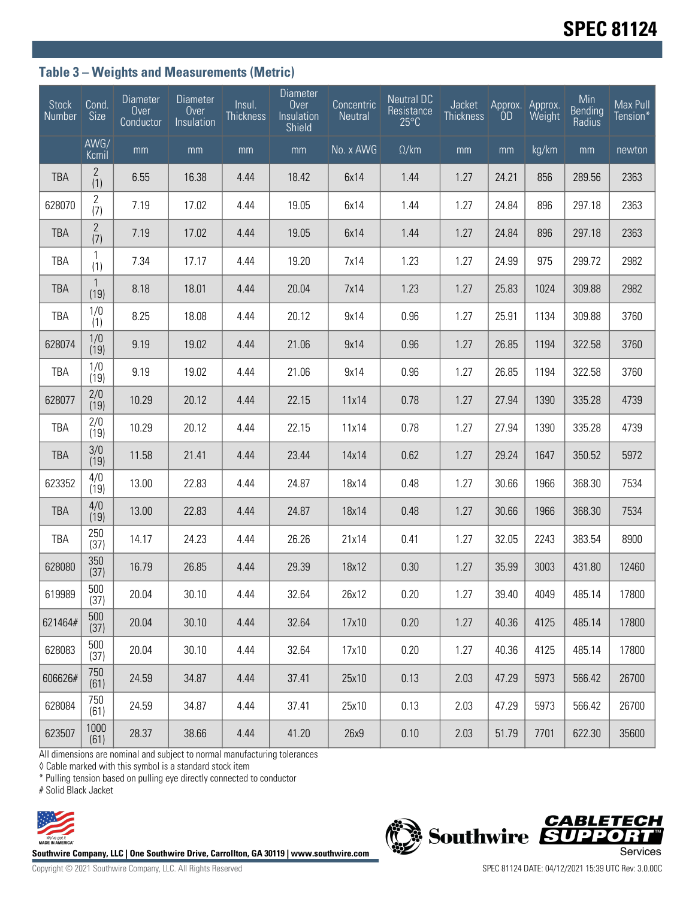# SPEC 81124

### Table 3 – Weights and Measurements (Metric)

| Stock Number | Cond. Size | Diameter Over Conductor | Diameter Over Insulation | Insul. Thickness | Diameter Over Insulation Shield | Concentric Neutral | Neutral DC Resistance 25°C | Jacket Thickness | Approx. OD | Approx. Weight | Min Bending Radius | Max Pull Tension* |
|---|---|---|---|---|---|---|---|---|---|---|---|---|
| | AWG/ Kcmil | mm | mm | mm | mm | No. x AWG | Ω/km | mm | mm | kg/km | mm | newton |
| TBA | 2 (1) | 6.55 | 16.38 | 4.44 | 18.42 | 6x14 | 1.44 | 1.27 | 24.21 | 856 | 289.56 | 2363 |
| 628070 | 2 (7) | 7.19 | 17.02 | 4.44 | 19.05 | 6x14 | 1.44 | 1.27 | 24.84 | 896 | 297.18 | 2363 |
| TBA | 2 (7) | 7.19 | 17.02 | 4.44 | 19.05 | 6x14 | 1.44 | 1.27 | 24.84 | 896 | 297.18 | 2363 |
| TBA | 1 (1) | 7.34 | 17.17 | 4.44 | 19.20 | 7x14 | 1.23 | 1.27 | 24.99 | 975 | 299.72 | 2982 |
| TBA | 1 (19) | 8.18 | 18.01 | 4.44 | 20.04 | 7x14 | 1.23 | 1.27 | 25.83 | 1024 | 309.88 | 2982 |
| TBA | 1/0 (1) | 8.25 | 18.08 | 4.44 | 20.12 | 9x14 | 0.96 | 1.27 | 25.91 | 1134 | 309.88 | 3760 |
| 628074 | 1/0 (19) | 9.19 | 19.02 | 4.44 | 21.06 | 9x14 | 0.96 | 1.27 | 26.85 | 1194 | 322.58 | 3760 |
| TBA | 1/0 (19) | 9.19 | 19.02 | 4.44 | 21.06 | 9x14 | 0.96 | 1.27 | 26.85 | 1194 | 322.58 | 3760 |
| 628077 | 2/0 (19) | 10.29 | 20.12 | 4.44 | 22.15 | 11x14 | 0.78 | 1.27 | 27.94 | 1390 | 335.28 | 4739 |
| TBA | 2/0 (19) | 10.29 | 20.12 | 4.44 | 22.15 | 11x14 | 0.78 | 1.27 | 27.94 | 1390 | 335.28 | 4739 |
| TBA | 3/0 (19) | 11.58 | 21.41 | 4.44 | 23.44 | 14x14 | 0.62 | 1.27 | 29.24 | 1647 | 350.52 | 5972 |
| 623352 | 4/0 (19) | 13.00 | 22.83 | 4.44 | 24.87 | 18x14 | 0.48 | 1.27 | 30.66 | 1966 | 368.30 | 7534 |
| TBA | 4/0 (19) | 13.00 | 22.83 | 4.44 | 24.87 | 18x14 | 0.48 | 1.27 | 30.66 | 1966 | 368.30 | 7534 |
| TBA | 250 (37) | 14.17 | 24.23 | 4.44 | 26.26 | 21x14 | 0.41 | 1.27 | 32.05 | 2243 | 383.54 | 8900 |
| 628080 | 350 (37) | 16.79 | 26.85 | 4.44 | 29.39 | 18x12 | 0.30 | 1.27 | 35.99 | 3003 | 431.80 | 12460 |
| 619989 | 500 (37) | 20.04 | 30.10 | 4.44 | 32.64 | 26x12 | 0.20 | 1.27 | 39.40 | 4049 | 485.14 | 17800 |
| 621464# | 500 (37) | 20.04 | 30.10 | 4.44 | 32.64 | 17x10 | 0.20 | 1.27 | 40.36 | 4125 | 485.14 | 17800 |
| 628083 | 500 (37) | 20.04 | 30.10 | 4.44 | 32.64 | 17x10 | 0.20 | 1.27 | 40.36 | 4125 | 485.14 | 17800 |
| 606626# | 750 (61) | 24.59 | 34.87 | 4.44 | 37.41 | 25x10 | 0.13 | 2.03 | 47.29 | 5973 | 566.42 | 26700 |
| 628084 | 750 (61) | 24.59 | 34.87 | 4.44 | 37.41 | 25x10 | 0.13 | 2.03 | 47.29 | 5973 | 566.42 | 26700 |
| 623507 | 1000 (61) | 28.37 | 38.66 | 4.44 | 41.20 | 26x9 | 0.10 | 2.03 | 51.79 | 7701 | 622.30 | 35600 |

All dimensions are nominal and subject to normal manufacturing tolerances

◊ Cable marked with this symbol is a standard stock item

* Pulling tension based on pulling eye directly connected to conductor

# Solid Black Jacket

**Southwire Company, LLC | One Southwire Drive, Carrollton, GA 30119 | www.southwire.com**

Copyright © 2021 Southwire Company, LLC. All Rights Reserved

SPEC 81124 DATE: 04/12/2021 15:39 UTC Rev: 3.0.00C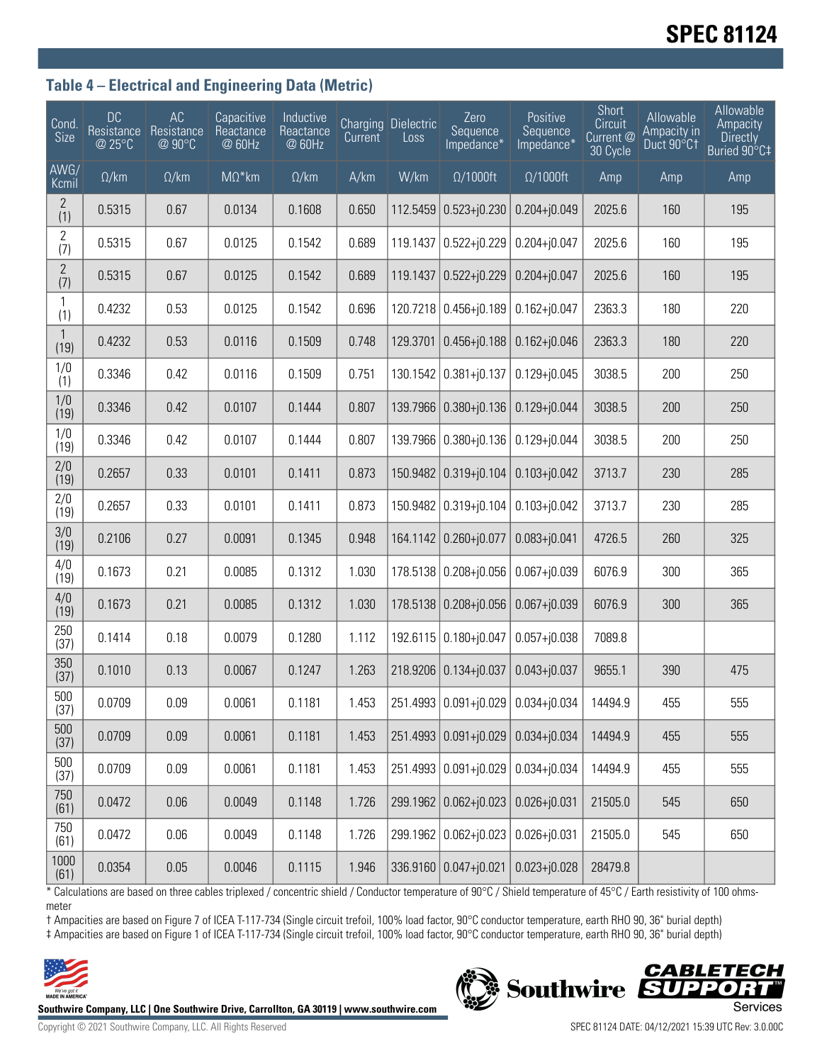# SPEC 81124

## Table 4 – Electrical and Engineering Data (Metric)

| Cond. Size | DC Resistance @ 25°C | AC Resistance @ 90°C | Capacitive Reactance @ 60Hz | Inductive Reactance @ 60Hz | Charging Current | Dielectric Loss | Zero Sequence Impedance* | Positive Sequence Impedance* | Short Circuit Current @ 30 Cycle | Allowable Ampacity in Duct 90°C† | Allowable Ampacity Directly Buried 90°C‡ |
|---|---|---|---|---|---|---|---|---|---|---|---|
| AWG/ Kcmil | Ω/km | Ω/km | MΩ*km | Ω/km | A/km | W/km | Ω/1000ft | Ω/1000ft | Amp | Amp | Amp |
| 2 (1) | 0.5315 | 0.67 | 0.0134 | 0.1608 | 0.650 | 112.5459 | 0.523+j0.230 | 0.204+j0.049 | 2025.6 | 160 | 195 |
| 2 (7) | 0.5315 | 0.67 | 0.0125 | 0.1542 | 0.689 | 119.1437 | 0.522+j0.229 | 0.204+j0.047 | 2025.6 | 160 | 195 |
| 2 (7) | 0.5315 | 0.67 | 0.0125 | 0.1542 | 0.689 | 119.1437 | 0.522+j0.229 | 0.204+j0.047 | 2025.6 | 160 | 195 |
| 1 (1) | 0.4232 | 0.53 | 0.0125 | 0.1542 | 0.696 | 120.7218 | 0.456+j0.189 | 0.162+j0.047 | 2363.3 | 180 | 220 |
| 1 (19) | 0.4232 | 0.53 | 0.0116 | 0.1509 | 0.748 | 129.3701 | 0.456+j0.188 | 0.162+j0.046 | 2363.3 | 180 | 220 |
| 1/0 (1) | 0.3346 | 0.42 | 0.0116 | 0.1509 | 0.751 | 130.1542 | 0.381+j0.137 | 0.129+j0.045 | 3038.5 | 200 | 250 |
| 1/0 (19) | 0.3346 | 0.42 | 0.0107 | 0.1444 | 0.807 | 139.7966 | 0.380+j0.136 | 0.129+j0.044 | 3038.5 | 200 | 250 |
| 1/0 (19) | 0.3346 | 0.42 | 0.0107 | 0.1444 | 0.807 | 139.7966 | 0.380+j0.136 | 0.129+j0.044 | 3038.5 | 200 | 250 |
| 2/0 (19) | 0.2657 | 0.33 | 0.0101 | 0.1411 | 0.873 | 150.9482 | 0.319+j0.104 | 0.103+j0.042 | 3713.7 | 230 | 285 |
| 2/0 (19) | 0.2657 | 0.33 | 0.0101 | 0.1411 | 0.873 | 150.9482 | 0.319+j0.104 | 0.103+j0.042 | 3713.7 | 230 | 285 |
| 3/0 (19) | 0.2106 | 0.27 | 0.0091 | 0.1345 | 0.948 | 164.1142 | 0.260+j0.077 | 0.083+j0.041 | 4726.5 | 260 | 325 |
| 4/0 (19) | 0.1673 | 0.21 | 0.0085 | 0.1312 | 1.030 | 178.5138 | 0.208+j0.056 | 0.067+j0.039 | 6076.9 | 300 | 365 |
| 4/0 (19) | 0.1673 | 0.21 | 0.0085 | 0.1312 | 1.030 | 178.5138 | 0.208+j0.056 | 0.067+j0.039 | 6076.9 | 300 | 365 |
| 250 (37) | 0.1414 | 0.18 | 0.0079 | 0.1280 | 1.112 | 192.6115 | 0.180+j0.047 | 0.057+j0.038 | 7089.8 | | |
| 350 (37) | 0.1010 | 0.13 | 0.0067 | 0.1247 | 1.263 | 218.9206 | 0.134+j0.037 | 0.043+j0.037 | 9655.1 | 390 | 475 |
| 500 (37) | 0.0709 | 0.09 | 0.0061 | 0.1181 | 1.453 | 251.4993 | 0.091+j0.029 | 0.034+j0.034 | 14494.9 | 455 | 555 |
| 500 (37) | 0.0709 | 0.09 | 0.0061 | 0.1181 | 1.453 | 251.4993 | 0.091+j0.029 | 0.034+j0.034 | 14494.9 | 455 | 555 |
| 500 (37) | 0.0709 | 0.09 | 0.0061 | 0.1181 | 1.453 | 251.4993 | 0.091+j0.029 | 0.034+j0.034 | 14494.9 | 455 | 555 |
| 750 (61) | 0.0472 | 0.06 | 0.0049 | 0.1148 | 1.726 | 299.1962 | 0.062+j0.023 | 0.026+j0.031 | 21505.0 | 545 | 650 |
| 750 (61) | 0.0472 | 0.06 | 0.0049 | 0.1148 | 1.726 | 299.1962 | 0.062+j0.023 | 0.026+j0.031 | 21505.0 | 545 | 650 |
| 1000 (61) | 0.0354 | 0.05 | 0.0046 | 0.1115 | 1.946 | 336.9160 | 0.047+j0.021 | 0.023+j0.028 | 28479.8 | | |

\* Calculations are based on three cables triplexed / concentric shield / Conductor temperature of 90°C / Shield temperature of 45°C / Earth resistivity of 100 ohms-meter

† Ampacities are based on Figure 7 of ICEA T-117-734 (Single circuit trefoil, 100% load factor, 90°C conductor temperature, earth RHO 90, 36" burial depth)

‡ Ampacities are based on Figure 1 of ICEA T-117-734 (Single circuit trefoil, 100% load factor, 90°C conductor temperature, earth RHO 90, 36" burial depth)

Southwire Company, LLC | One Southwire Drive, Carrollton, GA 30119 | www.southwire.com

Copyright © 2021 Southwire Company, LLC. All Rights Reserved

SPEC 81124 DATE: 04/12/2021 15:39 UTC Rev: 3.0.00C